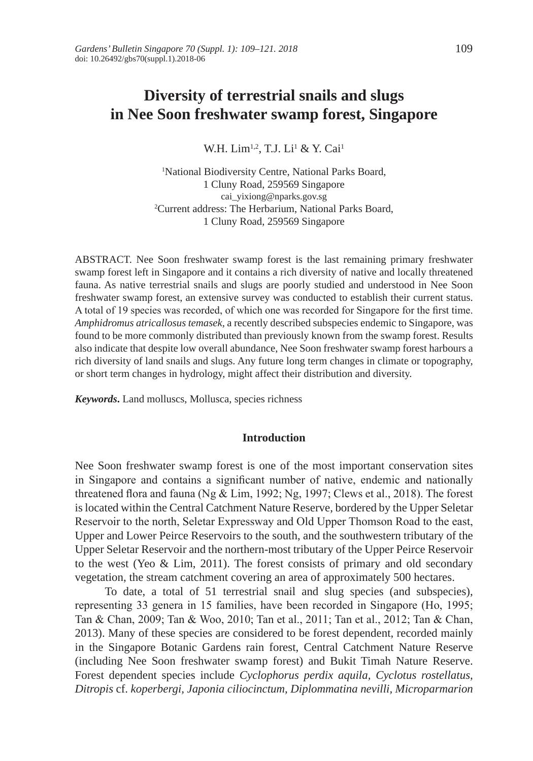# Diversity of terrestrial snails and slugs in Nee Soon freshwater swamp forest, Singapore

W.H. Lim[1,2], T.J. Li[1] & Y. Cai[1]

[1]National Biodiversity Centre, National Parks Board,
1 Cluny Road, 259569 Singapore
cai_yixiong@nparks.gov.sg
[2]Current address: The Herbarium, National Parks Board,
1 Cluny Road, 259569 Singapore

ABSTRACT. Nee Soon freshwater swamp forest is the last remaining primary freshwater swamp forest left in Singapore and it contains a rich diversity of native and locally threatened fauna. As native terrestrial snails and slugs are poorly studied and understood in Nee Soon freshwater swamp forest, an extensive survey was conducted to establish their current status. A total of 19 species was recorded, of which one was recorded for Singapore for the first time. *Amphidromus atricallosus temasek*, a recently described subspecies endemic to Singapore, was found to be more commonly distributed than previously known from the swamp forest. Results also indicate that despite low overall abundance, Nee Soon freshwater swamp forest harbours a rich diversity of land snails and slugs. Any future long term changes in climate or topography, or short term changes in hydrology, might affect their distribution and diversity.

***Keywords*.** Land molluscs, Mollusca, species richness

## Introduction

Nee Soon freshwater swamp forest is one of the most important conservation sites in Singapore and contains a significant number of native, endemic and nationally threatened flora and fauna (Ng & Lim, 1992; Ng, 1997; Clews et al., 2018). The forest is located within the Central Catchment Nature Reserve, bordered by the Upper Seletar Reservoir to the north, Seletar Expressway and Old Upper Thomson Road to the east, Upper and Lower Peirce Reservoirs to the south, and the southwestern tributary of the Upper Seletar Reservoir and the northern-most tributary of the Upper Peirce Reservoir to the west (Yeo & Lim, 2011). The forest consists of primary and old secondary vegetation, the stream catchment covering an area of approximately 500 hectares.

To date, a total of 51 terrestrial snail and slug species (and subspecies), representing 33 genera in 15 families, have been recorded in Singapore (Ho, 1995; Tan & Chan, 2009; Tan & Woo, 2010; Tan et al., 2011; Tan et al., 2012; Tan & Chan, 2013). Many of these species are considered to be forest dependent, recorded mainly in the Singapore Botanic Gardens rain forest, Central Catchment Nature Reserve (including Nee Soon freshwater swamp forest) and Bukit Timah Nature Reserve. Forest dependent species include *Cyclophorus perdix aquila*, *Cyclotus rostellatus*, *Ditropis* cf. *koperbergi*, *Japonia ciliocinctum*, *Diplommatina nevilli*, *Microparmarion*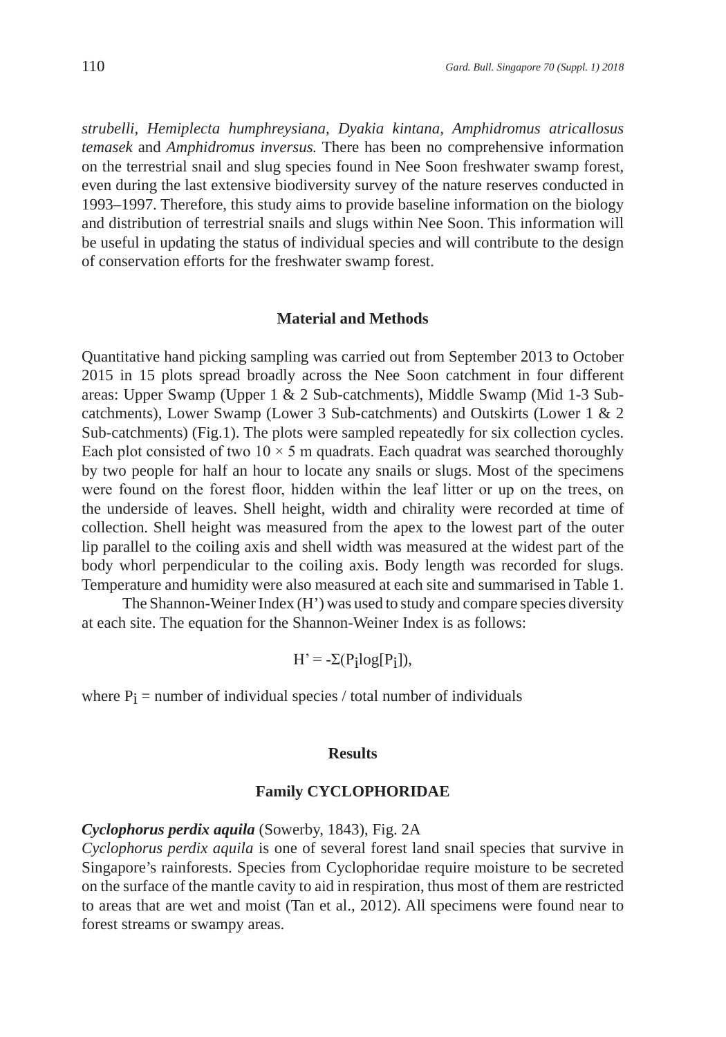*strubelli*, *Hemiplecta humphreysiana*, *Dyakia kintana*, *Amphidromus atricallosus temasek* and *Amphidromus inversus.* There has been no comprehensive information on the terrestrial snail and slug species found in Nee Soon freshwater swamp forest, even during the last extensive biodiversity survey of the nature reserves conducted in 1993–1997. Therefore, this study aims to provide baseline information on the biology and distribution of terrestrial snails and slugs within Nee Soon. This information will be useful in updating the status of individual species and will contribute to the design of conservation efforts for the freshwater swamp forest.

## Material and Methods

Quantitative hand picking sampling was carried out from September 2013 to October 2015 in 15 plots spread broadly across the Nee Soon catchment in four different areas: Upper Swamp (Upper 1 & 2 Sub-catchments), Middle Swamp (Mid 1-3 Sub-catchments), Lower Swamp (Lower 3 Sub-catchments) and Outskirts (Lower 1 & 2 Sub-catchments) (Fig.1). The plots were sampled repeatedly for six collection cycles. Each plot consisted of two $10 \times 5$ m quadrats. Each quadrat was searched thoroughly by two people for half an hour to locate any snails or slugs. Most of the specimens were found on the forest floor, hidden within the leaf litter or up on the trees, on the underside of leaves. Shell height, width and chirality were recorded at time of collection. Shell height was measured from the apex to the lowest part of the outer lip parallel to the coiling axis and shell width was measured at the widest part of the body whorl perpendicular to the coiling axis. Body length was recorded for slugs. Temperature and humidity were also measured at each site and summarised in Table 1.

The Shannon-Weiner Index (H') was used to study and compare species diversity at each site. The equation for the Shannon-Weiner Index is as follows:

$$H' = -\Sigma(P_i \log[P_i]),$$

where $P_i$ = number of individual species / total number of individuals

## Results

### Family CYCLOPHORIDAE

***Cyclophorus perdix aquila*** (Sowerby, 1843), Fig. 2A

*Cyclophorus perdix aquila* is one of several forest land snail species that survive in Singapore's rainforests. Species from Cyclophoridae require moisture to be secreted on the surface of the mantle cavity to aid in respiration, thus most of them are restricted to areas that are wet and moist (Tan et al., 2012). All specimens were found near to forest streams or swampy areas.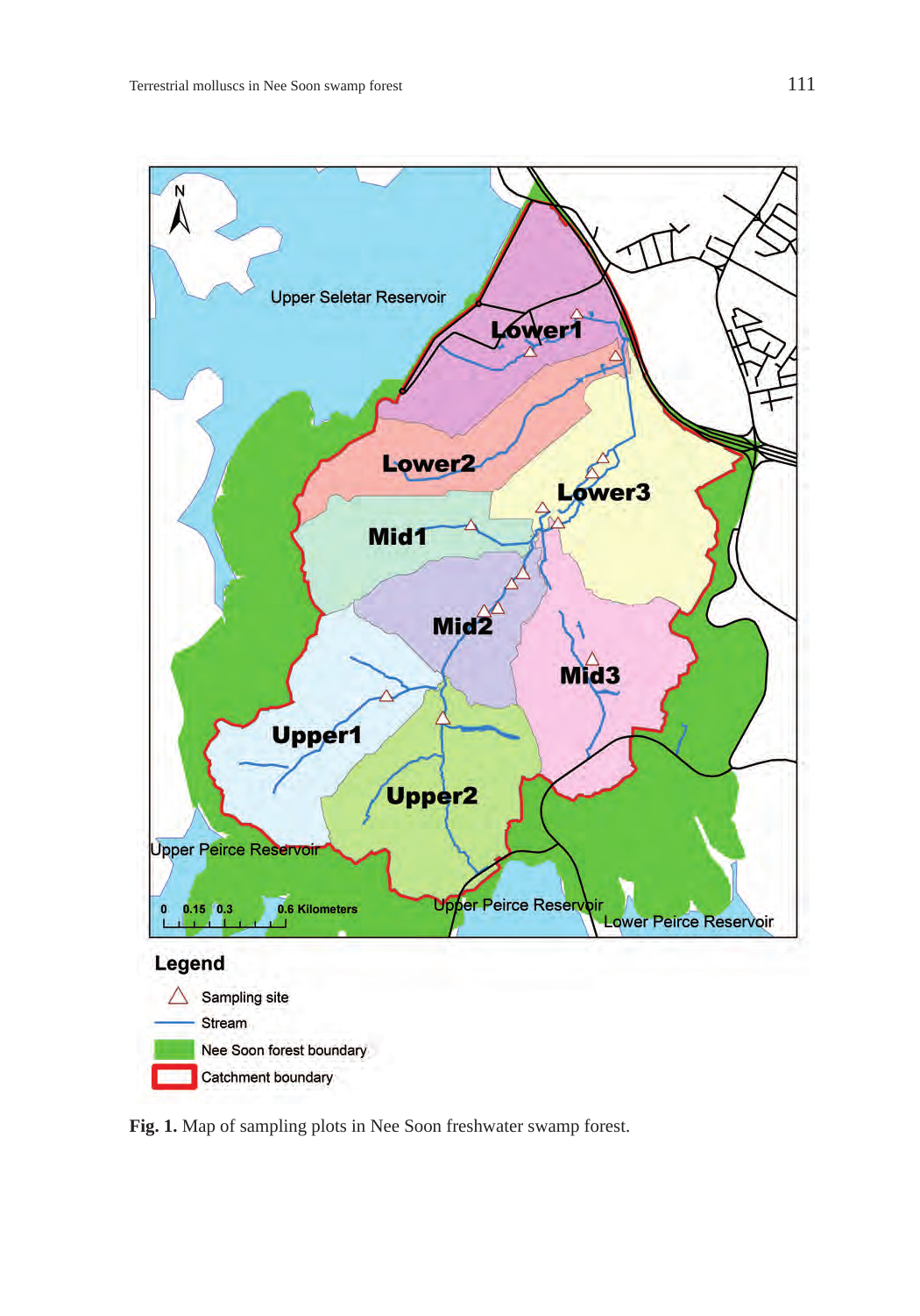Fig. 1. Map of sampling plots in Nee Soon freshwater swamp forest.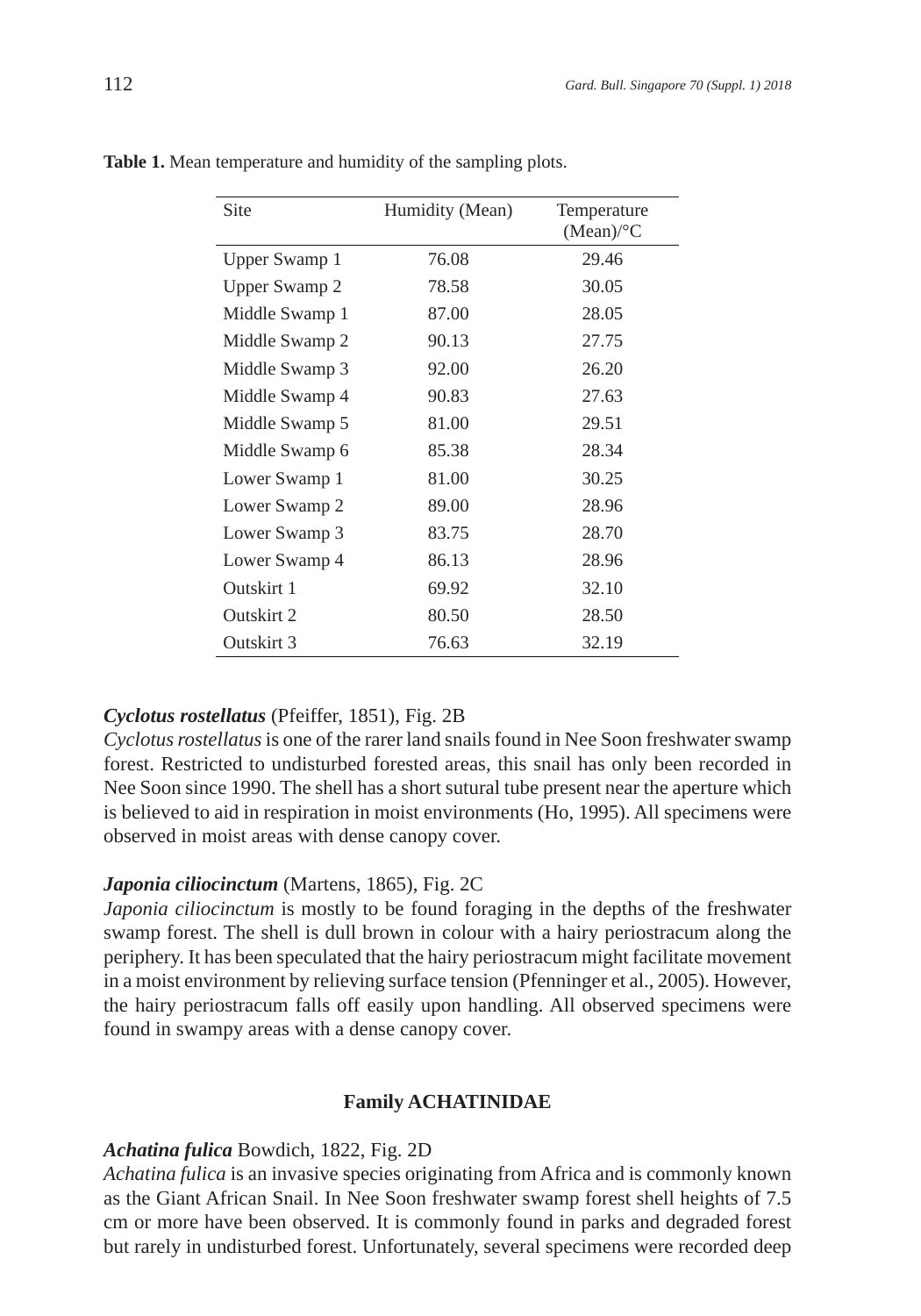**Table 1.** Mean temperature and humidity of the sampling plots.

| Site | Humidity (Mean) | Temperature (Mean)/°C |
|---|---|---|
| Upper Swamp 1 | 76.08 | 29.46 |
| Upper Swamp 2 | 78.58 | 30.05 |
| Middle Swamp 1 | 87.00 | 28.05 |
| Middle Swamp 2 | 90.13 | 27.75 |
| Middle Swamp 3 | 92.00 | 26.20 |
| Middle Swamp 4 | 90.83 | 27.63 |
| Middle Swamp 5 | 81.00 | 29.51 |
| Middle Swamp 6 | 85.38 | 28.34 |
| Lower Swamp 1 | 81.00 | 30.25 |
| Lower Swamp 2 | 89.00 | 28.96 |
| Lower Swamp 3 | 83.75 | 28.70 |
| Lower Swamp 4 | 86.13 | 28.96 |
| Outskirt 1 | 69.92 | 32.10 |
| Outskirt 2 | 80.50 | 28.50 |
| Outskirt 3 | 76.63 | 32.19 |

***Cyclotus rostellatus*** (Pfeiffer, 1851), Fig. 2B

*Cyclotus rostellatus* is one of the rarer land snails found in Nee Soon freshwater swamp forest. Restricted to undisturbed forested areas, this snail has only been recorded in Nee Soon since 1990. The shell has a short sutural tube present near the aperture which is believed to aid in respiration in moist environments (Ho, 1995). All specimens were observed in moist areas with dense canopy cover.

***Japonia ciliocinctum*** (Martens, 1865), Fig. 2C

*Japonia ciliocinctum* is mostly to be found foraging in the depths of the freshwater swamp forest. The shell is dull brown in colour with a hairy periostracum along the periphery. It has been speculated that the hairy periostracum might facilitate movement in a moist environment by relieving surface tension (Pfenninger et al., 2005). However, the hairy periostracum falls off easily upon handling. All observed specimens were found in swampy areas with a dense canopy cover.

**Family ACHATINIDAE**

***Achatina fulica*** Bowdich, 1822, Fig. 2D

*Achatina fulica* is an invasive species originating from Africa and is commonly known as the Giant African Snail. In Nee Soon freshwater swamp forest shell heights of 7.5 cm or more have been observed. It is commonly found in parks and degraded forest but rarely in undisturbed forest. Unfortunately, several specimens were recorded deep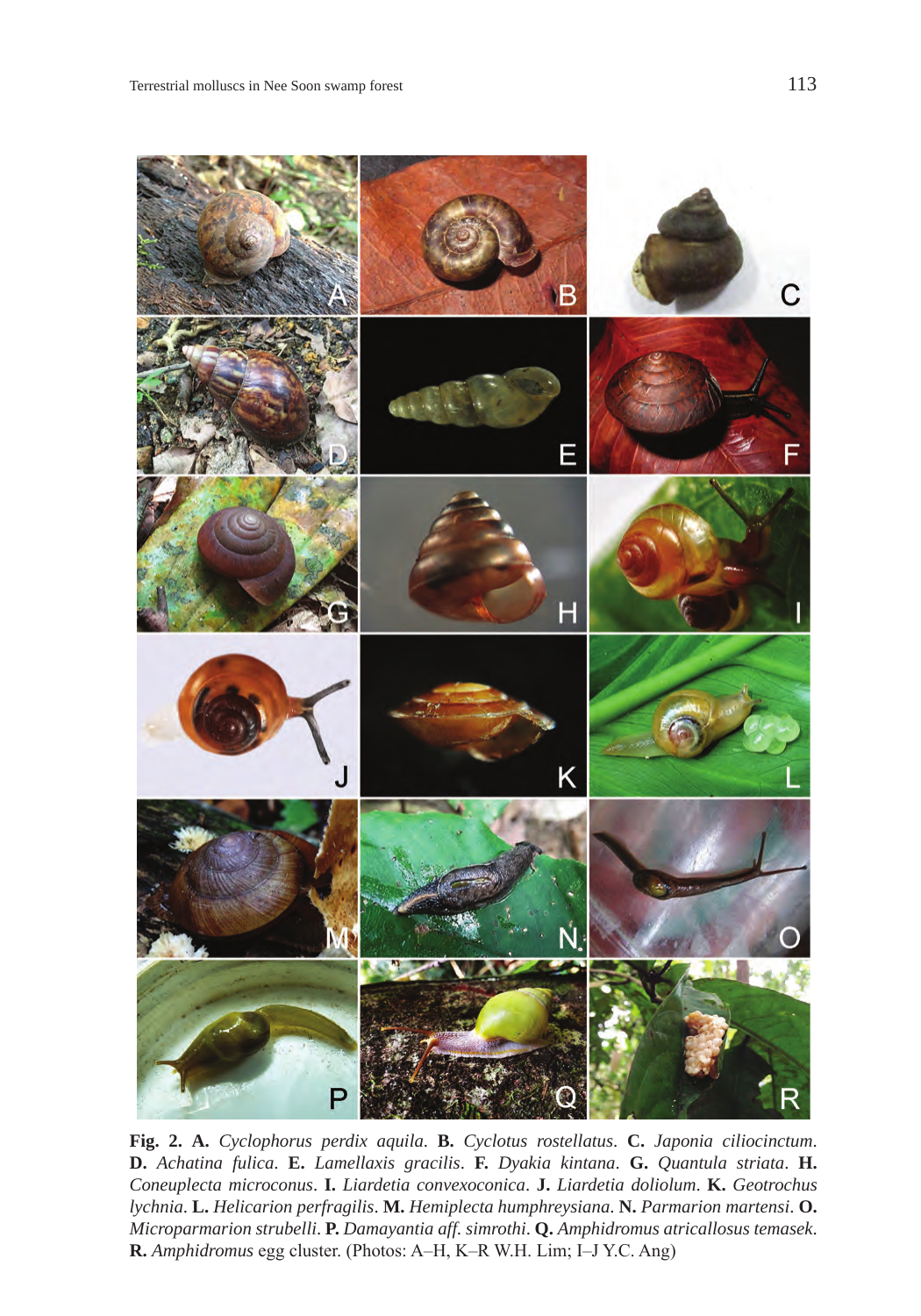**Fig. 2. A.** *Cyclophorus perdix aquila*. **B.** *Cyclotus rostellatus*. **C.** *Japonia ciliocinctum*. **D.** *Achatina fulica*. **E.** *Lamellaxis gracilis*. **F.** *Dyakia kintana*. **G.** *Quantula striata*. **H.** *Coneuplecta microconus*. **I.** *Liardetia convexoconica*. **J.** *Liardetia doliolum*. **K.** *Geotrochus lychnia*. **L.** *Helicarion perfragilis*. **M.** *Hemiplecta humphreysiana*. **N.** *Parmarion martensi*. **O.** *Microparmarion strubelli*. **P.** *Damayantia aff. simrothi*. **Q.** *Amphidromus atricallosus temasek*. **R.** *Amphidromus* egg cluster. (Photos: A–H, K–R W.H. Lim; I–J Y.C. Ang)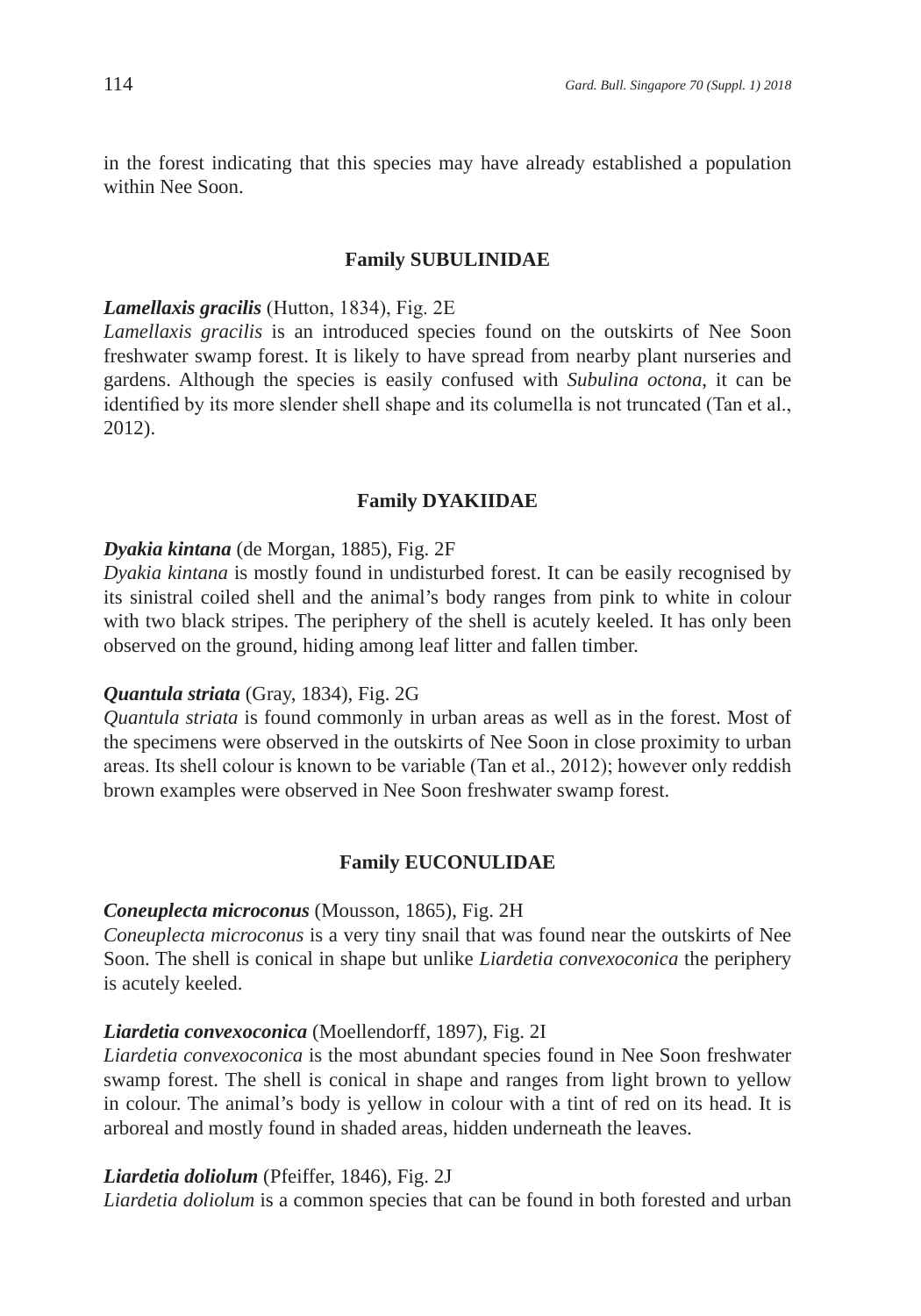in the forest indicating that this species may have already established a population within Nee Soon.

## Family SUBULINIDAE

***Lamellaxis gracilis*** (Hutton, 1834), Fig. 2E
*Lamellaxis gracilis* is an introduced species found on the outskirts of Nee Soon freshwater swamp forest. It is likely to have spread from nearby plant nurseries and gardens. Although the species is easily confused with *Subulina octona*, it can be identified by its more slender shell shape and its columella is not truncated (Tan et al., 2012).

## Family DYAKIIDAE

***Dyakia kintana*** (de Morgan, 1885), Fig. 2F
*Dyakia kintana* is mostly found in undisturbed forest. It can be easily recognised by its sinistral coiled shell and the animal's body ranges from pink to white in colour with two black stripes. The periphery of the shell is acutely keeled. It has only been observed on the ground, hiding among leaf litter and fallen timber.

***Quantula striata*** (Gray, 1834), Fig. 2G
*Quantula striata* is found commonly in urban areas as well as in the forest. Most of the specimens were observed in the outskirts of Nee Soon in close proximity to urban areas. Its shell colour is known to be variable (Tan et al., 2012); however only reddish brown examples were observed in Nee Soon freshwater swamp forest.

## Family EUCONULIDAE

***Coneuplecta microconus*** (Mousson, 1865), Fig. 2H
*Coneuplecta microconus* is a very tiny snail that was found near the outskirts of Nee Soon. The shell is conical in shape but unlike *Liardetia convexoconica* the periphery is acutely keeled.

***Liardetia convexoconica*** (Moellendorff, 1897), Fig. 2I
*Liardetia convexoconica* is the most abundant species found in Nee Soon freshwater swamp forest. The shell is conical in shape and ranges from light brown to yellow in colour. The animal's body is yellow in colour with a tint of red on its head. It is arboreal and mostly found in shaded areas, hidden underneath the leaves.

***Liardetia doliolum*** (Pfeiffer, 1846), Fig. 2J
*Liardetia doliolum* is a common species that can be found in both forested and urban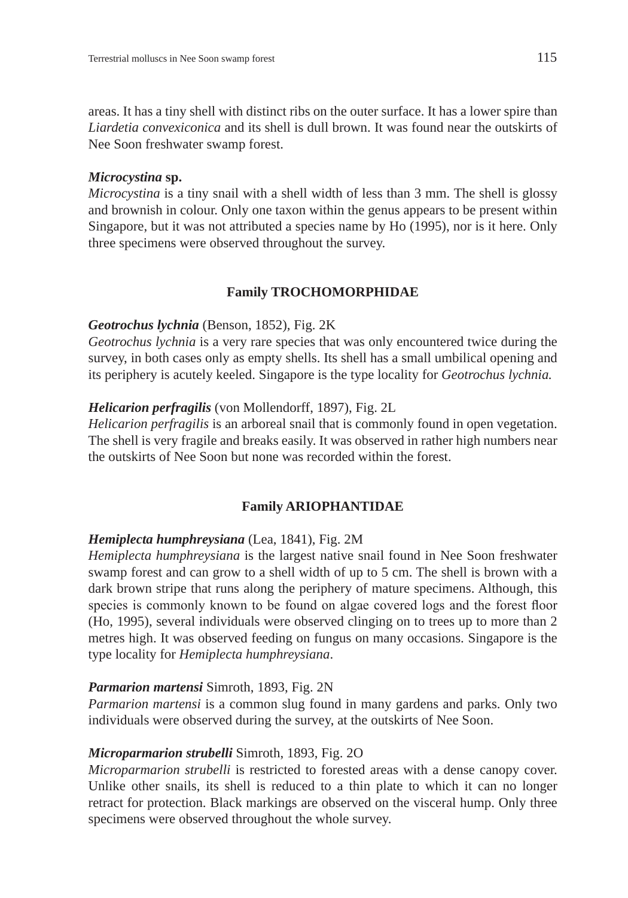areas. It has a tiny shell with distinct ribs on the outer surface. It has a lower spire than *Liardetia convexiconica* and its shell is dull brown. It was found near the outskirts of Nee Soon freshwater swamp forest.

***Microcystina* sp.**
*Microcystina* is a tiny snail with a shell width of less than 3 mm. The shell is glossy and brownish in colour. Only one taxon within the genus appears to be present within Singapore, but it was not attributed a species name by Ho (1995), nor is it here. Only three specimens were observed throughout the survey.

### Family TROCHOMORPHIDAE

***Geotrochus lychnia*** (Benson, 1852), Fig. 2K
*Geotrochus lychnia* is a very rare species that was only encountered twice during the survey, in both cases only as empty shells. Its shell has a small umbilical opening and its periphery is acutely keeled. Singapore is the type locality for *Geotrochus lychnia.*

***Helicarion perfragilis*** (von Mollendorff, 1897), Fig. 2L
*Helicarion perfragilis* is an arboreal snail that is commonly found in open vegetation. The shell is very fragile and breaks easily. It was observed in rather high numbers near the outskirts of Nee Soon but none was recorded within the forest.

### Family ARIOPHANTIDAE

***Hemiplecta humphreysiana*** (Lea, 1841), Fig. 2M
*Hemiplecta humphreysiana* is the largest native snail found in Nee Soon freshwater swamp forest and can grow to a shell width of up to 5 cm. The shell is brown with a dark brown stripe that runs along the periphery of mature specimens. Although, this species is commonly known to be found on algae covered logs and the forest floor (Ho, 1995), several individuals were observed clinging on to trees up to more than 2 metres high. It was observed feeding on fungus on many occasions. Singapore is the type locality for *Hemiplecta humphreysiana*.

***Parmarion martensi*** Simroth, 1893, Fig. 2N
*Parmarion martensi* is a common slug found in many gardens and parks. Only two individuals were observed during the survey, at the outskirts of Nee Soon.

***Microparmarion strubelli*** Simroth, 1893, Fig. 2O
*Microparmarion strubelli* is restricted to forested areas with a dense canopy cover. Unlike other snails, its shell is reduced to a thin plate to which it can no longer retract for protection. Black markings are observed on the visceral hump. Only three specimens were observed throughout the whole survey.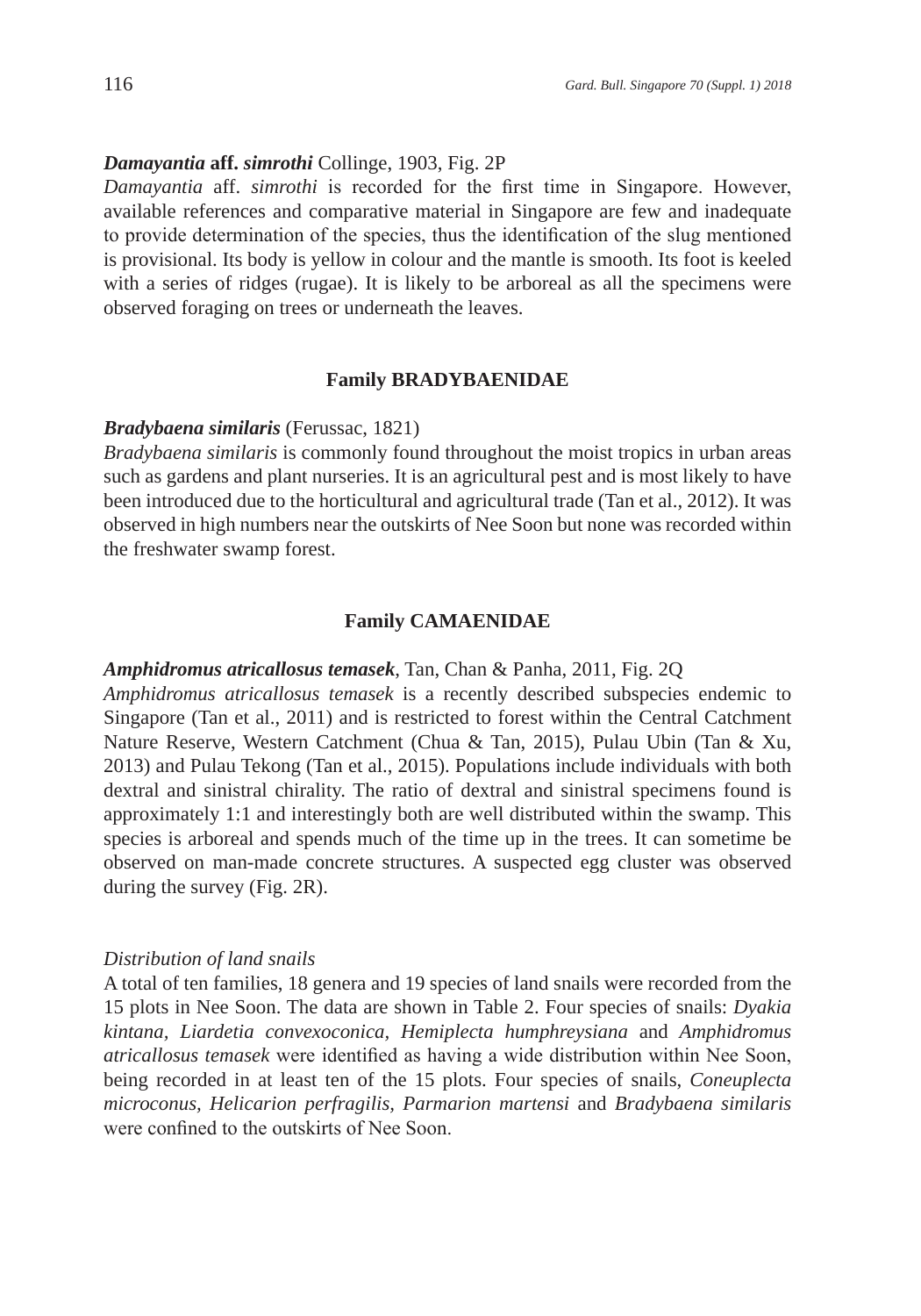***Damayantia* aff. *simrothi*** Collinge, 1903, Fig. 2P

*Damayantia* aff. *simrothi* is recorded for the first time in Singapore. However, available references and comparative material in Singapore are few and inadequate to provide determination of the species, thus the identification of the slug mentioned is provisional. Its body is yellow in colour and the mantle is smooth. Its foot is keeled with a series of ridges (rugae). It is likely to be arboreal as all the specimens were observed foraging on trees or underneath the leaves.

## Family BRADYBAENIDAE

***Bradybaena similaris*** (Ferussac, 1821)

*Bradybaena similaris* is commonly found throughout the moist tropics in urban areas such as gardens and plant nurseries. It is an agricultural pest and is most likely to have been introduced due to the horticultural and agricultural trade (Tan et al., 2012). It was observed in high numbers near the outskirts of Nee Soon but none was recorded within the freshwater swamp forest.

## Family CAMAENIDAE

***Amphidromus atricallosus temasek***, Tan, Chan & Panha, 2011, Fig. 2Q

*Amphidromus atricallosus temasek* is a recently described subspecies endemic to Singapore (Tan et al., 2011) and is restricted to forest within the Central Catchment Nature Reserve, Western Catchment (Chua & Tan, 2015), Pulau Ubin (Tan & Xu, 2013) and Pulau Tekong (Tan et al., 2015). Populations include individuals with both dextral and sinistral chirality. The ratio of dextral and sinistral specimens found is approximately 1:1 and interestingly both are well distributed within the swamp. This species is arboreal and spends much of the time up in the trees. It can sometime be observed on man-made concrete structures. A suspected egg cluster was observed during the survey (Fig. 2R).

*Distribution of land snails*

A total of ten families, 18 genera and 19 species of land snails were recorded from the 15 plots in Nee Soon. The data are shown in Table 2. Four species of snails: *Dyakia kintana, Liardetia convexoconica, Hemiplecta humphreysiana* and *Amphidromus atricallosus temasek* were identified as having a wide distribution within Nee Soon, being recorded in at least ten of the 15 plots. Four species of snails, *Coneuplecta microconus, Helicarion perfragilis, Parmarion martensi* and *Bradybaena similaris* were confined to the outskirts of Nee Soon.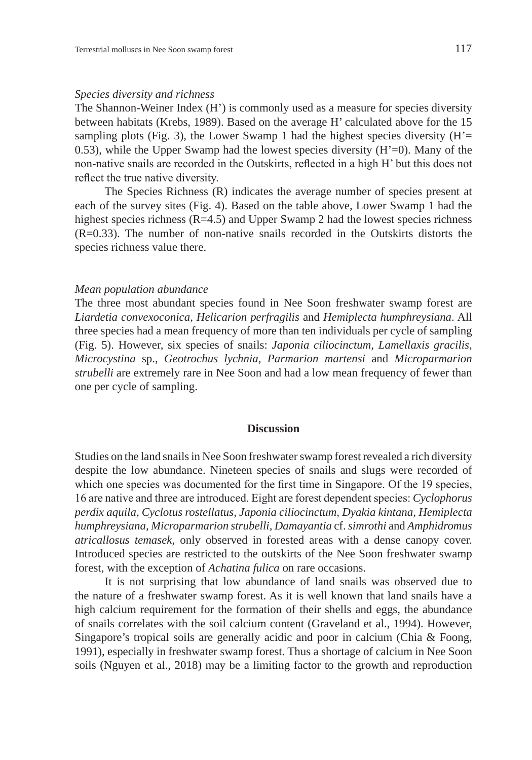*Species diversity and richness*

The Shannon-Weiner Index (H') is commonly used as a measure for species diversity between habitats (Krebs, 1989). Based on the average H' calculated above for the 15 sampling plots (Fig. 3), the Lower Swamp 1 had the highest species diversity (H'= 0.53), while the Upper Swamp had the lowest species diversity (H'=0). Many of the non-native snails are recorded in the Outskirts, reflected in a high H' but this does not reflect the true native diversity.

The Species Richness (R) indicates the average number of species present at each of the survey sites (Fig. 4). Based on the table above, Lower Swamp 1 had the highest species richness (R=4.5) and Upper Swamp 2 had the lowest species richness (R=0.33). The number of non-native snails recorded in the Outskirts distorts the species richness value there.

*Mean population abundance*

The three most abundant species found in Nee Soon freshwater swamp forest are *Liardetia convexoconica*, *Helicarion perfragilis* and *Hemiplecta humphreysiana*. All three species had a mean frequency of more than ten individuals per cycle of sampling (Fig. 5). However, six species of snails: *Japonia ciliocinctum, Lamellaxis gracilis, Microcystina* sp., *Geotrochus lychnia, Parmarion martensi* and *Microparmarion strubelli* are extremely rare in Nee Soon and had a low mean frequency of fewer than one per cycle of sampling.

## Discussion

Studies on the land snails in Nee Soon freshwater swamp forest revealed a rich diversity despite the low abundance. Nineteen species of snails and slugs were recorded of which one species was documented for the first time in Singapore. Of the 19 species, 16 are native and three are introduced. Eight are forest dependent species: *Cyclophorus perdix aquila, Cyclotus rostellatus, Japonia ciliocinctum, Dyakia kintana, Hemiplecta humphreysiana, Microparmarion strubelli, Damayantia* cf. *simrothi* and *Amphidromus atricallosus temasek*, only observed in forested areas with a dense canopy cover. Introduced species are restricted to the outskirts of the Nee Soon freshwater swamp forest, with the exception of *Achatina fulica* on rare occasions.

It is not surprising that low abundance of land snails was observed due to the nature of a freshwater swamp forest. As it is well known that land snails have a high calcium requirement for the formation of their shells and eggs, the abundance of snails correlates with the soil calcium content (Graveland et al., 1994). However, Singapore's tropical soils are generally acidic and poor in calcium (Chia & Foong, 1991), especially in freshwater swamp forest. Thus a shortage of calcium in Nee Soon soils (Nguyen et al., 2018) may be a limiting factor to the growth and reproduction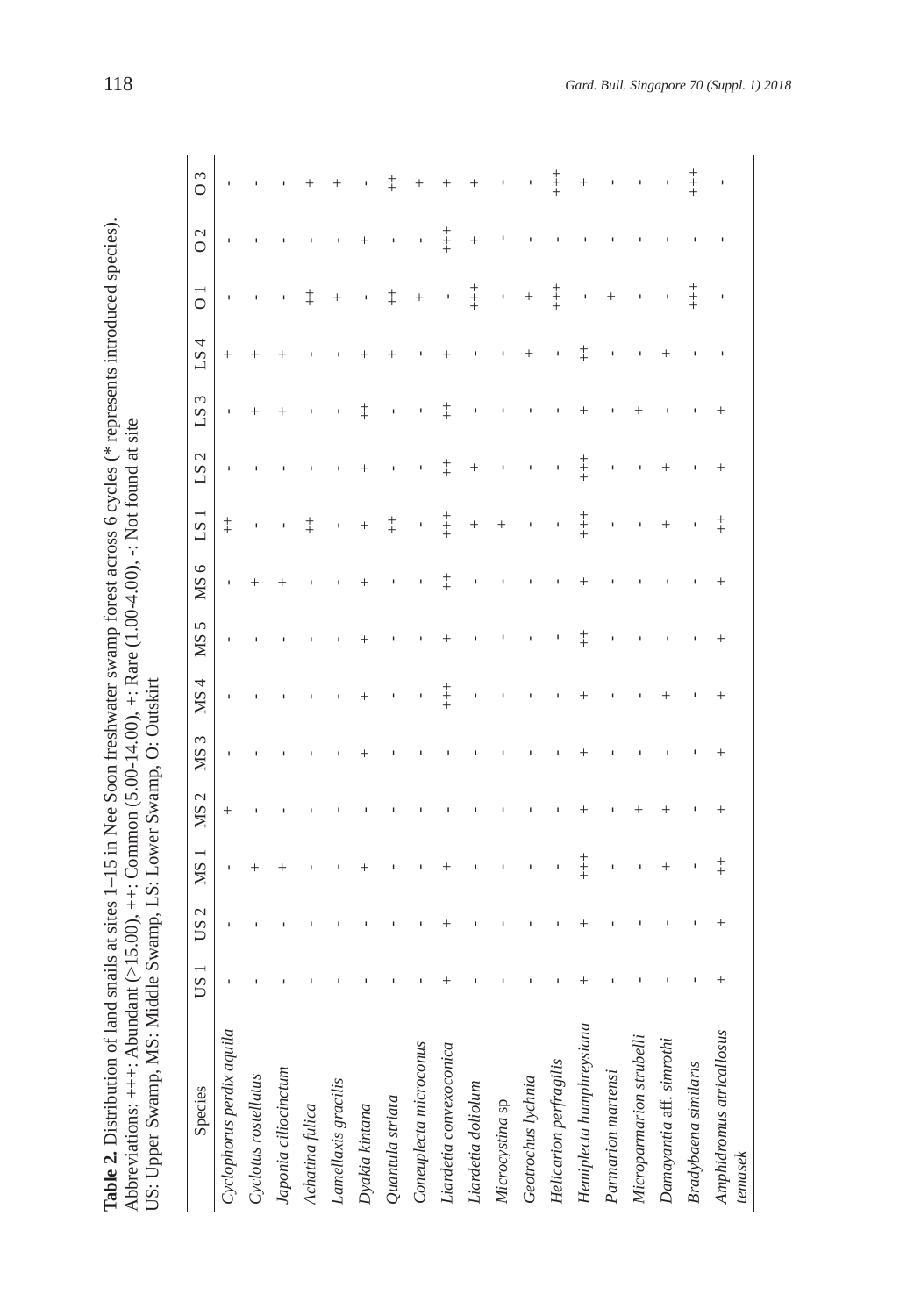**Table 2.** Distribution of land snails at sites 1–15 in Nee Soon freshwater swamp forest across 6 cycles (* represents introduced species). Abbreviations: +++: Abundant (>15.00), ++: Common (5.00-14.00), +: Rare (1.00-4.00), -: Not found at site
US: Upper Swamp, MS: Middle Swamp, LS: Lower Swamp, O: Outskirt

| Species | US 1 | US 2 | MS 1 | MS 2 | MS 3 | MS 4 | MS 5 | MS 6 | LS 1 | LS 2 | LS 3 | LS 4 | O 1 | O 2 | O 3 |
|---|---|---|---|---|---|---|---|---|---|---|---|---|---|---|---|
| *Cyclophorus perdix aquila* | - | - | - | + | - | - | - | - | ++ | - | - | + | - | - | - |
| *Cyclotus rostellatus* | - | - | + | - | - | - | - | + | - | - | + | + | - | - | - |
| *Japonia ciliocinctum* | - | - | + | - | - | - | - | + | - | - | + | + | - | - | - |
| *Achatina fulica* | - | - | - | - | - | - | - | - | ++ | - | - | - | ++ | - | + |
| *Lamellaxis gracilis* | - | - | - | - | - | - | - | - | - | - | - | - | + | - | + |
| *Dyakia kintana* | - | - | + | - | + | + | + | + | + | + | ++ | + | - | + | - |
| *Quantula striata* | - | - | - | - | - | - | - | - | ++ | - | - | + | ++ | - | ++ |
| *Coneuplecta microconus* | - | - | - | - | - | - | - | - | - | - | - | - | + | - | + |
| *Liardetia convexoconica* | + | + | + | - | - | +++ | + | ++ | +++ | ++ | ++ | + | - | +++ | + |
| *Liardetia doliolum* | - | - | - | - | - | - | - | - | + | + | - | - | +++ | + | + |
| *Microcystina* sp | - | - | - | - | - | - | - | - | + | - | - | - | - | - | - |
| *Geotrochus lychnia* | - | - | - | - | - | - | - | - | - | - | - | + | + | - | - |
| *Helicarion perfragilis* | - | - | - | - | - | - | - | - | - | - | - | - | +++ | - | +++ |
| *Hemiplecta humphreysiana* | + | + | +++ | + | + | + | ++ | + | +++ | +++ | + | ++ | - | - | + |
| *Parmarion martensi* | - | - | - | - | - | - | - | - | - | - | - | - | + | - | - |
| *Microparmarion strubelli* | - | - | - | + | - | - | - | - | - | - | + | - | - | - | - |
| *Damayantia* aff. *simrothi* | - | - | + | + | - | + | - | - | + | + | - | + | - | - | - |
| *Bradybaena similaris* | - | - | - | - | - | - | - | - | - | - | - | - | +++ | - | +++ |
| *Amphidromus atricallosus temasek* | + | + | ++ | + | + | + | + | + | ++ | + | + | - | - | - | - |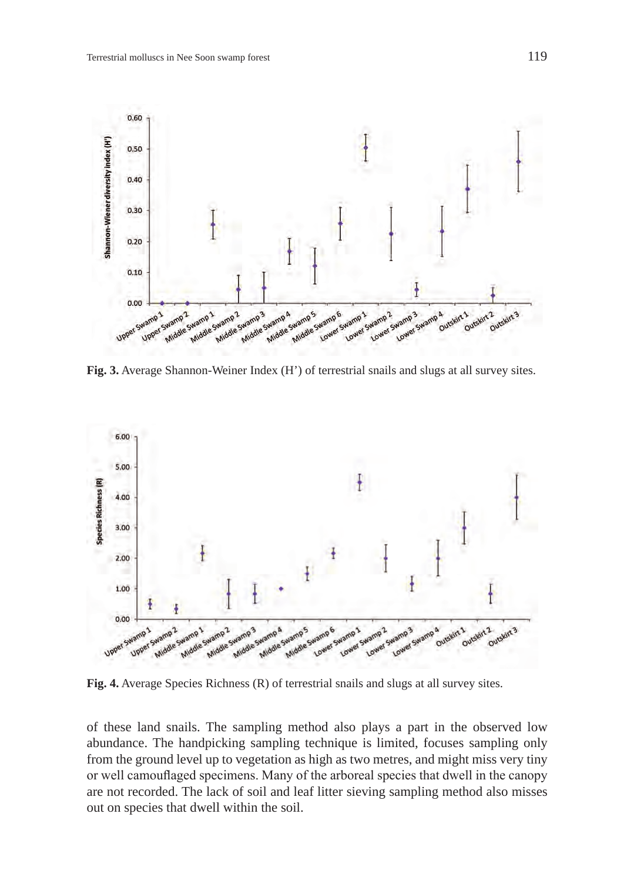Fig. 3. Average Shannon-Weiner Index (H') of terrestrial snails and slugs at all survey sites.

Fig. 4. Average Species Richness (R) of terrestrial snails and slugs at all survey sites.

of these land snails. The sampling method also plays a part in the observed low abundance. The handpicking sampling technique is limited, focuses sampling only from the ground level up to vegetation as high as two metres, and might miss very tiny or well camouflaged specimens. Many of the arboreal species that dwell in the canopy are not recorded. The lack of soil and leaf litter sieving sampling method also misses out on species that dwell within the soil.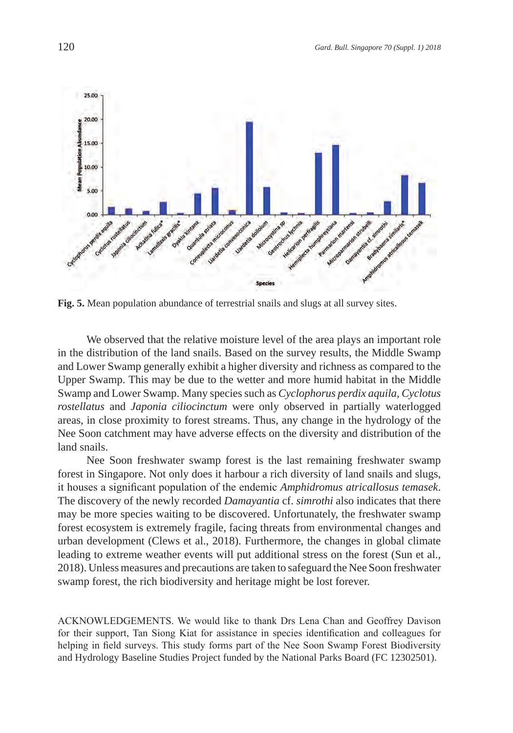**Fig. 5.** Mean population abundance of terrestrial snails and slugs at all survey sites.

We observed that the relative moisture level of the area plays an important role in the distribution of the land snails. Based on the survey results, the Middle Swamp and Lower Swamp generally exhibit a higher diversity and richness as compared to the Upper Swamp. This may be due to the wetter and more humid habitat in the Middle Swamp and Lower Swamp. Many species such as *Cyclophorus perdix aquila*, *Cyclotus rostellatus* and *Japonia ciliocinctum* were only observed in partially waterlogged areas, in close proximity to forest streams. Thus, any change in the hydrology of the Nee Soon catchment may have adverse effects on the diversity and distribution of the land snails.

Nee Soon freshwater swamp forest is the last remaining freshwater swamp forest in Singapore. Not only does it harbour a rich diversity of land snails and slugs, it houses a significant population of the endemic *Amphidromus atricallosus temasek*. The discovery of the newly recorded *Damayantia* cf. *simrothi* also indicates that there may be more species waiting to be discovered. Unfortunately, the freshwater swamp forest ecosystem is extremely fragile, facing threats from environmental changes and urban development (Clews et al., 2018). Furthermore, the changes in global climate leading to extreme weather events will put additional stress on the forest (Sun et al., 2018). Unless measures and precautions are taken to safeguard the Nee Soon freshwater swamp forest, the rich biodiversity and heritage might be lost forever.

ACKNOWLEDGEMENTS. We would like to thank Drs Lena Chan and Geoffrey Davison for their support, Tan Siong Kiat for assistance in species identification and colleagues for helping in field surveys. This study forms part of the Nee Soon Swamp Forest Biodiversity and Hydrology Baseline Studies Project funded by the National Parks Board (FC 12302501).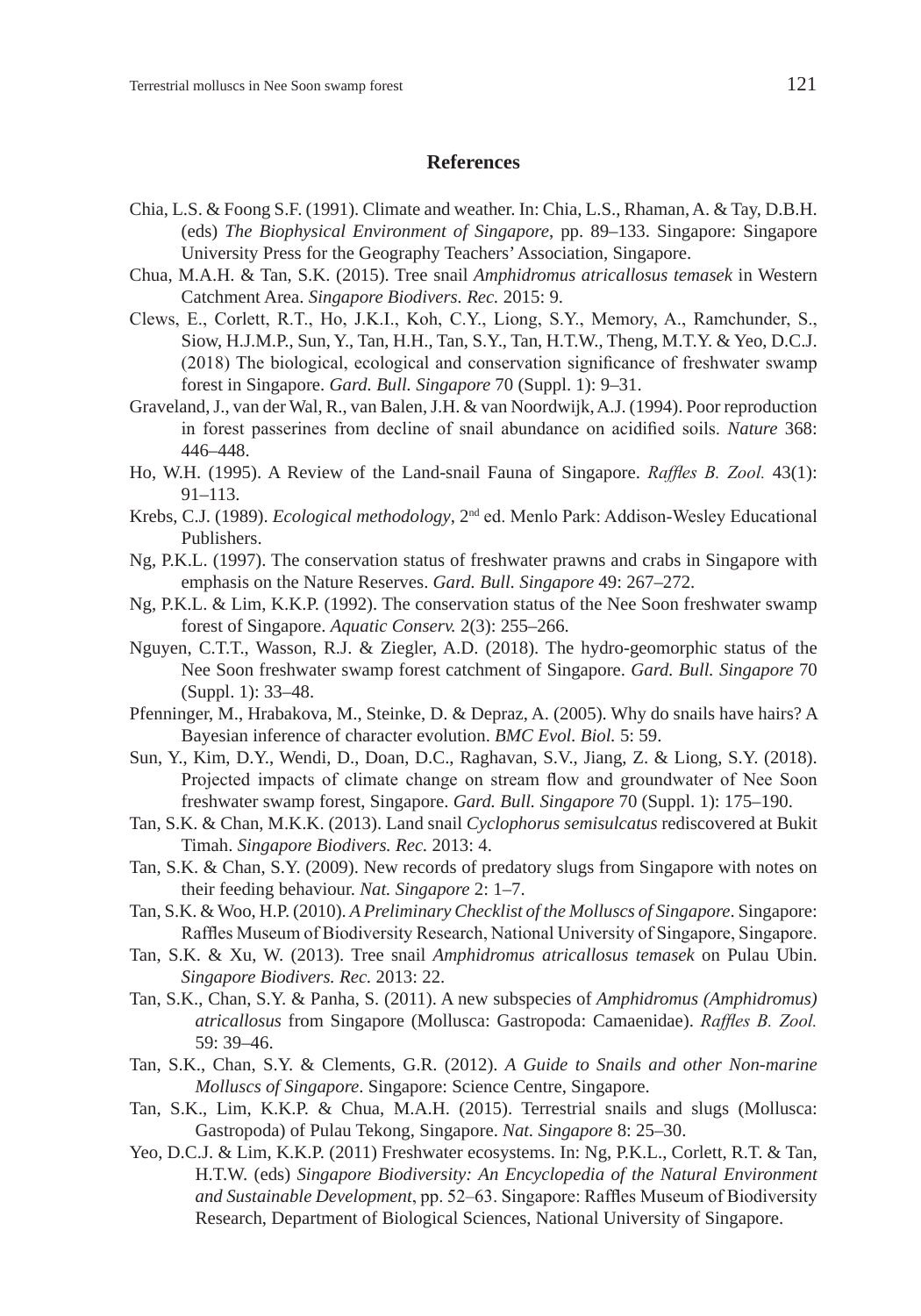## References

Chia, L.S. & Foong S.F. (1991). Climate and weather. In: Chia, L.S., Rhaman, A. & Tay, D.B.H. (eds) *The Biophysical Environment of Singapore*, pp. 89–133. Singapore: Singapore University Press for the Geography Teachers' Association, Singapore.

Chua, M.A.H. & Tan, S.K. (2015). Tree snail *Amphidromus atricallosus temasek* in Western Catchment Area. *Singapore Biodivers. Rec.* 2015: 9.

Clews, E., Corlett, R.T., Ho, J.K.I., Koh, C.Y., Liong, S.Y., Memory, A., Ramchunder, S., Siow, H.J.M.P., Sun, Y., Tan, H.H., Tan, S.Y., Tan, H.T.W., Theng, M.T.Y. & Yeo, D.C.J. (2018) The biological, ecological and conservation significance of freshwater swamp forest in Singapore. *Gard. Bull. Singapore* 70 (Suppl. 1): 9–31.

Graveland, J., van der Wal, R., van Balen, J.H. & van Noordwijk, A.J. (1994). Poor reproduction in forest passerines from decline of snail abundance on acidified soils. *Nature* 368: 446–448.

Ho, W.H. (1995). A Review of the Land-snail Fauna of Singapore. *Raffles B. Zool.* 43(1): 91–113.

Krebs, C.J. (1989). *Ecological methodology*, 2nd ed. Menlo Park: Addison-Wesley Educational Publishers.

Ng, P.K.L. (1997). The conservation status of freshwater prawns and crabs in Singapore with emphasis on the Nature Reserves. *Gard. Bull. Singapore* 49: 267–272.

Ng, P.K.L. & Lim, K.K.P. (1992). The conservation status of the Nee Soon freshwater swamp forest of Singapore. *Aquatic Conserv.* 2(3): 255–266.

Nguyen, C.T.T., Wasson, R.J. & Ziegler, A.D. (2018). The hydro-geomorphic status of the Nee Soon freshwater swamp forest catchment of Singapore. *Gard. Bull. Singapore* 70 (Suppl. 1): 33–48.

Pfenninger, M., Hrabakova, M., Steinke, D. & Depraz, A. (2005). Why do snails have hairs? A Bayesian inference of character evolution. *BMC Evol. Biol.* 5: 59.

Sun, Y., Kim, D.Y., Wendi, D., Doan, D.C., Raghavan, S.V., Jiang, Z. & Liong, S.Y. (2018). Projected impacts of climate change on stream flow and groundwater of Nee Soon freshwater swamp forest, Singapore. *Gard. Bull. Singapore* 70 (Suppl. 1): 175–190.

Tan, S.K. & Chan, M.K.K. (2013). Land snail *Cyclophorus semisulcatus* rediscovered at Bukit Timah. *Singapore Biodivers. Rec.* 2013: 4.

Tan, S.K. & Chan, S.Y. (2009). New records of predatory slugs from Singapore with notes on their feeding behaviour. *Nat. Singapore* 2: 1–7.

Tan, S.K. & Woo, H.P. (2010). *A Preliminary Checklist of the Molluscs of Singapore*. Singapore: Raffles Museum of Biodiversity Research, National University of Singapore, Singapore.

Tan, S.K. & Xu, W. (2013). Tree snail *Amphidromus atricallosus temasek* on Pulau Ubin. *Singapore Biodivers. Rec.* 2013: 22.

Tan, S.K., Chan, S.Y. & Panha, S. (2011). A new subspecies of *Amphidromus (Amphidromus) atricallosus* from Singapore (Mollusca: Gastropoda: Camaenidae). *Raffles B. Zool.* 59: 39–46.

Tan, S.K., Chan, S.Y. & Clements, G.R. (2012). *A Guide to Snails and other Non-marine Molluscs of Singapore*. Singapore: Science Centre, Singapore.

Tan, S.K., Lim, K.K.P. & Chua, M.A.H. (2015). Terrestrial snails and slugs (Mollusca: Gastropoda) of Pulau Tekong, Singapore. *Nat. Singapore* 8: 25–30.

Yeo, D.C.J. & Lim, K.K.P. (2011) Freshwater ecosystems. In: Ng, P.K.L., Corlett, R.T. & Tan, H.T.W. (eds) *Singapore Biodiversity: An Encyclopedia of the Natural Environment and Sustainable Development*, pp. 52–63. Singapore: Raffles Museum of Biodiversity Research, Department of Biological Sciences, National University of Singapore.